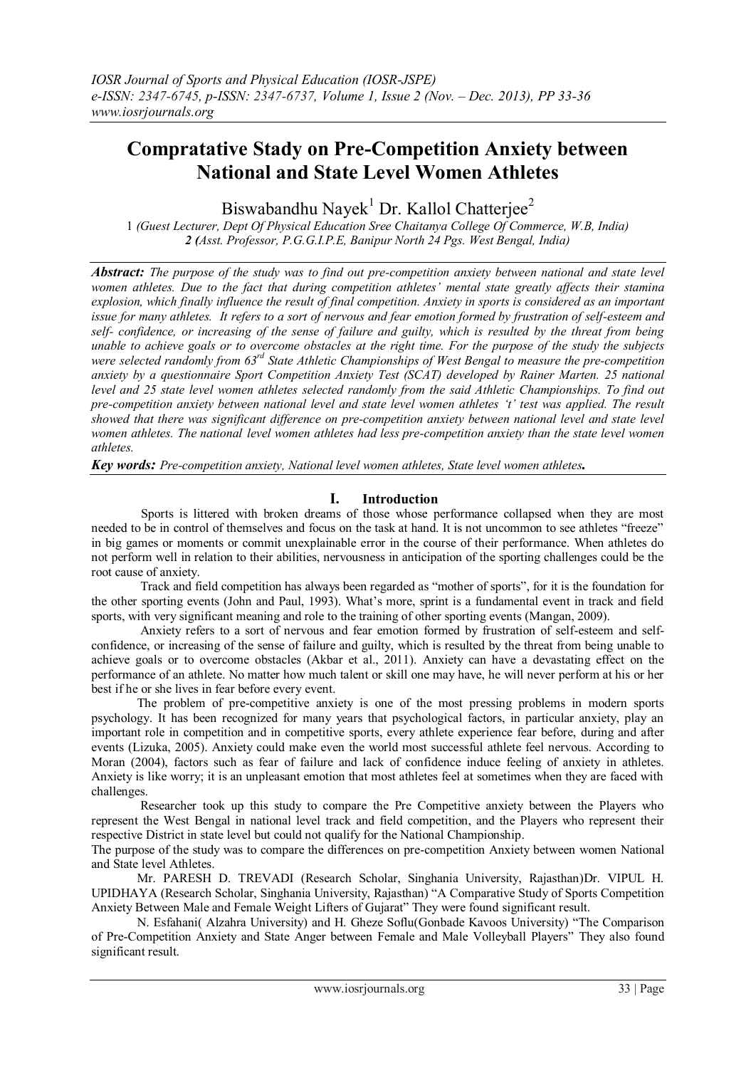# Compratative Stady on Pre-Competition Anxiety between National and State Level Women Athletes

Biswabandhu Nayek[1] Dr. Kallol Chatterjee[2]

1 *(Guest Lecturer, Dept Of Physical Education Sree Chaitanya College Of Commerce, W.B, India)*
2 *(Asst. Professor, P.G.G.I.P.E, Banipur North 24 Pgs. West Bengal, India)*

***Abstract:*** *The purpose of the study was to find out pre-competition anxiety between national and state level women athletes. Due to the fact that during competition athletes' mental state greatly affects their stamina explosion, which finally influence the result of final competition. Anxiety in sports is considered as an important issue for many athletes. It refers to a sort of nervous and fear emotion formed by frustration of self-esteem and self- confidence, or increasing of the sense of failure and guilty, which is resulted by the threat from being unable to achieve goals or to overcome obstacles at the right time. For the purpose of the study the subjects were selected randomly from 63rd State Athletic Championships of West Bengal to measure the pre-competition anxiety by a questionnaire Sport Competition Anxiety Test (SCAT) developed by Rainer Marten. 25 national level and 25 state level women athletes selected randomly from the said Athletic Championships. To find out pre-competition anxiety between national level and state level women athletes 't' test was applied. The result showed that there was significant difference on pre-competition anxiety between national level and state level women athletes. The national level women athletes had less pre-competition anxiety than the state level women athletes.*

***Key words:*** *Pre-competition anxiety, National level women athletes, State level women athletes.*

## I. Introduction

Sports is littered with broken dreams of those whose performance collapsed when they are most needed to be in control of themselves and focus on the task at hand. It is not uncommon to see athletes "freeze" in big games or moments or commit unexplainable error in the course of their performance. When athletes do not perform well in relation to their abilities, nervousness in anticipation of the sporting challenges could be the root cause of anxiety.

Track and field competition has always been regarded as "mother of sports", for it is the foundation for the other sporting events (John and Paul, 1993). What's more, sprint is a fundamental event in track and field sports, with very significant meaning and role to the training of other sporting events (Mangan, 2009).

Anxiety refers to a sort of nervous and fear emotion formed by frustration of self-esteem and self-confidence, or increasing of the sense of failure and guilty, which is resulted by the threat from being unable to achieve goals or to overcome obstacles (Akbar et al., 2011). Anxiety can have a devastating effect on the performance of an athlete. No matter how much talent or skill one may have, he will never perform at his or her best if he or she lives in fear before every event.

The problem of pre-competitive anxiety is one of the most pressing problems in modern sports psychology. It has been recognized for many years that psychological factors, in particular anxiety, play an important role in competition and in competitive sports, every athlete experience fear before, during and after events (Lizuka, 2005). Anxiety could make even the world most successful athlete feel nervous. According to Moran (2004), factors such as fear of failure and lack of confidence induce feeling of anxiety in athletes. Anxiety is like worry; it is an unpleasant emotion that most athletes feel at sometimes when they are faced with challenges.

Researcher took up this study to compare the Pre Competitive anxiety between the Players who represent the West Bengal in national level track and field competition, and the Players who represent their respective District in state level but could not qualify for the National Championship.

The purpose of the study was to compare the differences on pre-competition Anxiety between women National and State level Athletes.

Mr. PARESH D. TREVADI (Research Scholar, Singhania University, Rajasthan)Dr. VIPUL H. UPIDHAYA (Research Scholar, Singhania University, Rajasthan) "A Comparative Study of Sports Competition Anxiety Between Male and Female Weight Lifters of Gujarat" They were found significant result.

N. Esfahani( Alzahra University) and H. Gheze Soflu(Gonbade Kavoos University) "The Comparison of Pre-Competition Anxiety and State Anger between Female and Male Volleyball Players" They also found significant result.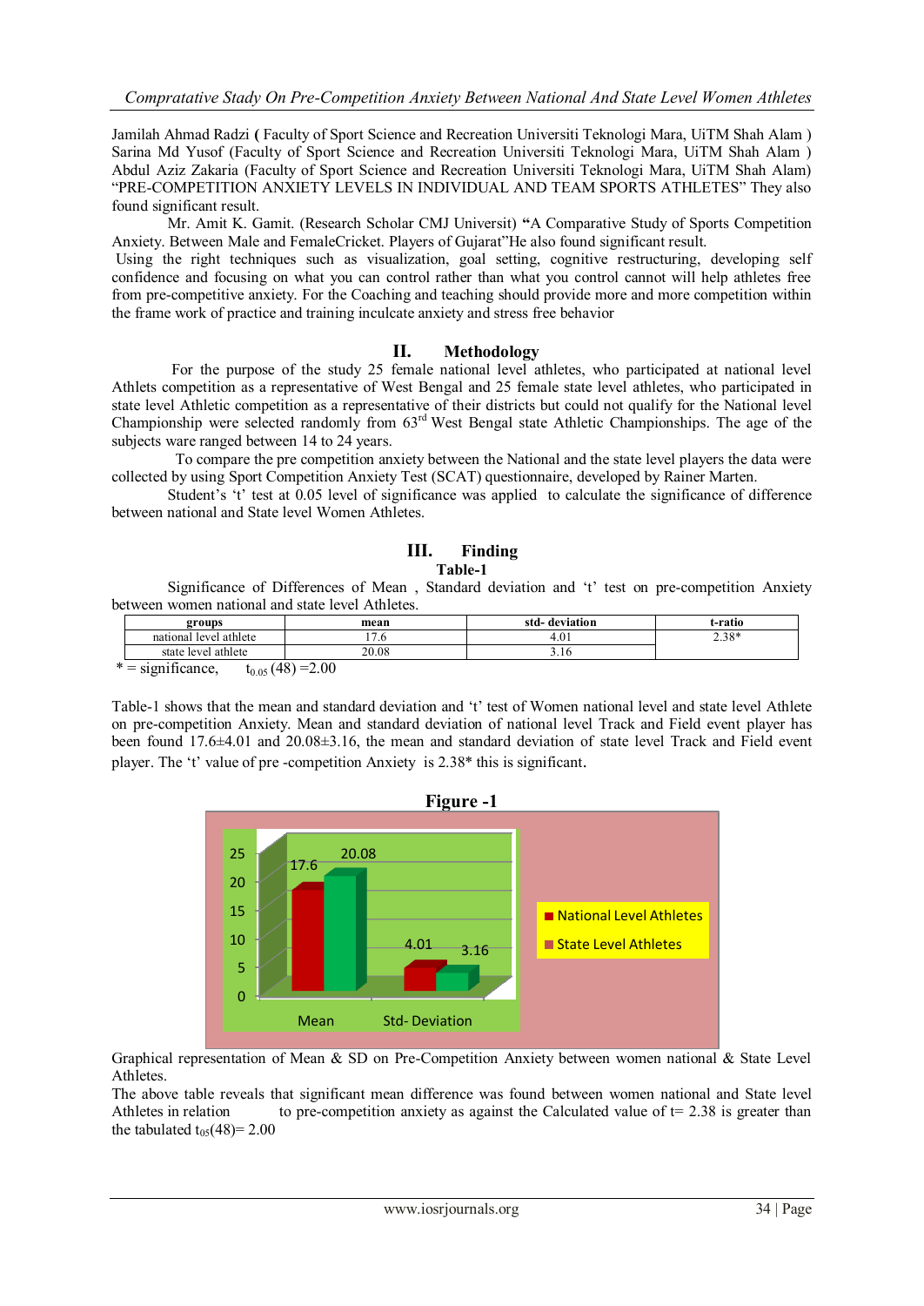Jamilah Ahmad Radzi ( Faculty of Sport Science and Recreation Universiti Teknologi Mara, UiTM Shah Alam ) Sarina Md Yusof (Faculty of Sport Science and Recreation Universiti Teknologi Mara, UiTM Shah Alam ) Abdul Aziz Zakaria (Faculty of Sport Science and Recreation Universiti Teknologi Mara, UiTM Shah Alam) "PRE-COMPETITION ANXIETY LEVELS IN INDIVIDUAL AND TEAM SPORTS ATHLETES" They also found significant result.

Mr. Amit K. Gamit. (Research Scholar CMJ Universit) **"**A Comparative Study of Sports Competition Anxiety. Between Male and FemaleCricket. Players of Gujarat"He also found significant result.

Using the right techniques such as visualization, goal setting, cognitive restructuring, developing self confidence and focusing on what you can control rather than what you control cannot will help athletes free from pre-competitive anxiety. For the Coaching and teaching should provide more and more competition within the frame work of practice and training inculcate anxiety and stress free behavior

## II. Methodology

For the purpose of the study 25 female national level athletes, who participated at national level Athletes competition as a representative of West Bengal and 25 female state level athletes, who participated in state level Athletic competition as a representative of their districts but could not qualify for the National level Championship were selected randomly from 63rd West Bengal state Athletic Championships. The age of the subjects ware ranged between 14 to 24 years.

To compare the pre competition anxiety between the National and the state level players the data were collected by using Sport Competition Anxiety Test (SCAT) questionnaire, developed by Rainer Marten.

Student's 't' test at 0.05 level of significance was applied to calculate the significance of difference between national and State level Women Athletes.

## III. Finding

**Table-1**

Significance of Differences of Mean , Standard deviation and 't' test on pre-competition Anxiety between women national and state level Athletes.

| groups | mean | std- deviation | t-ratio |
|---|---|---|---|
| national level athlte | 17.6 | 4.01 | 2.38* |
| state level athlete | 20.08 | 3.16 | |

* = significance, $t_{0.05}(48) = 2.00$

Table-1 shows that the mean and standard deviation and 't' test of Women national level and state level Athlete on pre-competition Anxiety. Mean and standard deviation of national level Track and Field event player has been found 17.6±4.01 and 20.08±3.16, the mean and standard deviation of state level Track and Field event player. The 't' value of pre -competition Anxiety is 2.38* this is significant.

**Figure -1**

Graphical representation of Mean & SD on Pre-Competition Anxiety between women national & State Level Athletes.

The above table reveals that significant mean difference was found between women national and State level Athletes in relation to pre-competition anxiety as against the Calculated value of t= 2.38 is greater than the tabulated $t_{05}(48) = 2.00$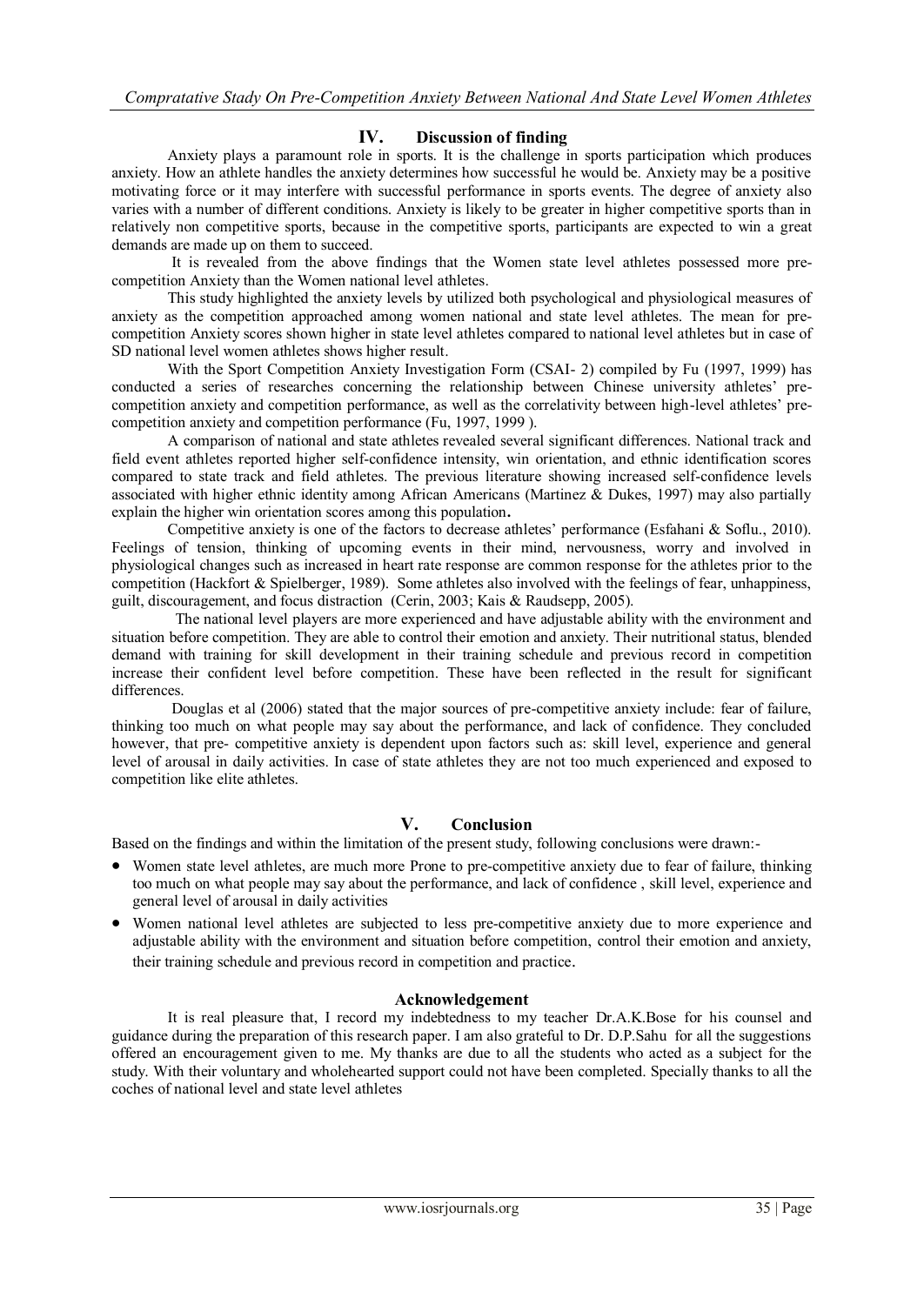## IV. Discussion of finding

Anxiety plays a paramount role in sports. It is the challenge in sports participation which produces anxiety. How an athlete handles the anxiety determines how successful he would be. Anxiety may be a positive motivating force or it may interfere with successful performance in sports events. The degree of anxiety also varies with a number of different conditions. Anxiety is likely to be greater in higher competitive sports than in relatively non competitive sports, because in the competitive sports, participants are expected to win a great demands are made up on them to succeed.

It is revealed from the above findings that the Women state level athletes possessed more pre-competition Anxiety than the Women national level athletes.

This study highlighted the anxiety levels by utilized both psychological and physiological measures of anxiety as the competition approached among women national and state level athletes. The mean for pre-competition Anxiety scores shown higher in state level athletes compared to national level athletes but in case of SD national level women athletes shows higher result.

With the Sport Competition Anxiety Investigation Form (CSAI- 2) compiled by Fu (1997, 1999) has conducted a series of researches concerning the relationship between Chinese university athletes' pre-competition anxiety and competition performance, as well as the correlativity between high-level athletes' pre-competition anxiety and competition performance (Fu, 1997, 1999 ).

A comparison of national and state athletes revealed several significant differences. National track and field event athletes reported higher self-confidence intensity, win orientation, and ethnic identification scores compared to state track and field athletes. The previous literature showing increased self-confidence levels associated with higher ethnic identity among African Americans (Martinez & Dukes, 1997) may also partially explain the higher win orientation scores among this population**.**

Competitive anxiety is one of the factors to decrease athletes' performance (Esfahani & Soflu., 2010). Feelings of tension, thinking of upcoming events in their mind, nervousness, worry and involved in physiological changes such as increased in heart rate response are common response for the athletes prior to the competition (Hackfort & Spielberger, 1989). Some athletes also involved with the feelings of fear, unhappiness, guilt, discouragement, and focus distraction (Cerin, 2003; Kais & Raudsepp, 2005).

The national level players are more experienced and have adjustable ability with the environment and situation before competition. They are able to control their emotion and anxiety. Their nutritional status, blended demand with training for skill development in their training schedule and previous record in competition increase their confident level before competition. These have been reflected in the result for significant differences.

Douglas et al (2006) stated that the major sources of pre-competitive anxiety include: fear of failure, thinking too much on what people may say about the performance, and lack of confidence. They concluded however, that pre- competitive anxiety is dependent upon factors such as: skill level, experience and general level of arousal in daily activities. In case of state athletes they are not too much experienced and exposed to competition like elite athletes.

## V. Conclusion

Based on the findings and within the limitation of the present study, following conclusions were drawn:-

- Women state level athletes, are much more Prone to pre-competitive anxiety due to fear of failure, thinking too much on what people may say about the performance, and lack of confidence , skill level, experience and general level of arousal in daily activities
- Women national level athletes are subjected to less pre-competitive anxiety due to more experience and adjustable ability with the environment and situation before competition, control their emotion and anxiety, their training schedule and previous record in competition and practice.

### Acknowledgement

It is real pleasure that, I record my indebtedness to my teacher Dr.A.K.Bose for his counsel and guidance during the preparation of this research paper. I am also grateful to Dr. D.P.Sahu for all the suggestions offered an encouragement given to me. My thanks are due to all the students who acted as a subject for the study. With their voluntary and wholehearted support could not have been completed. Specially thanks to all the coches of national level and state level athletes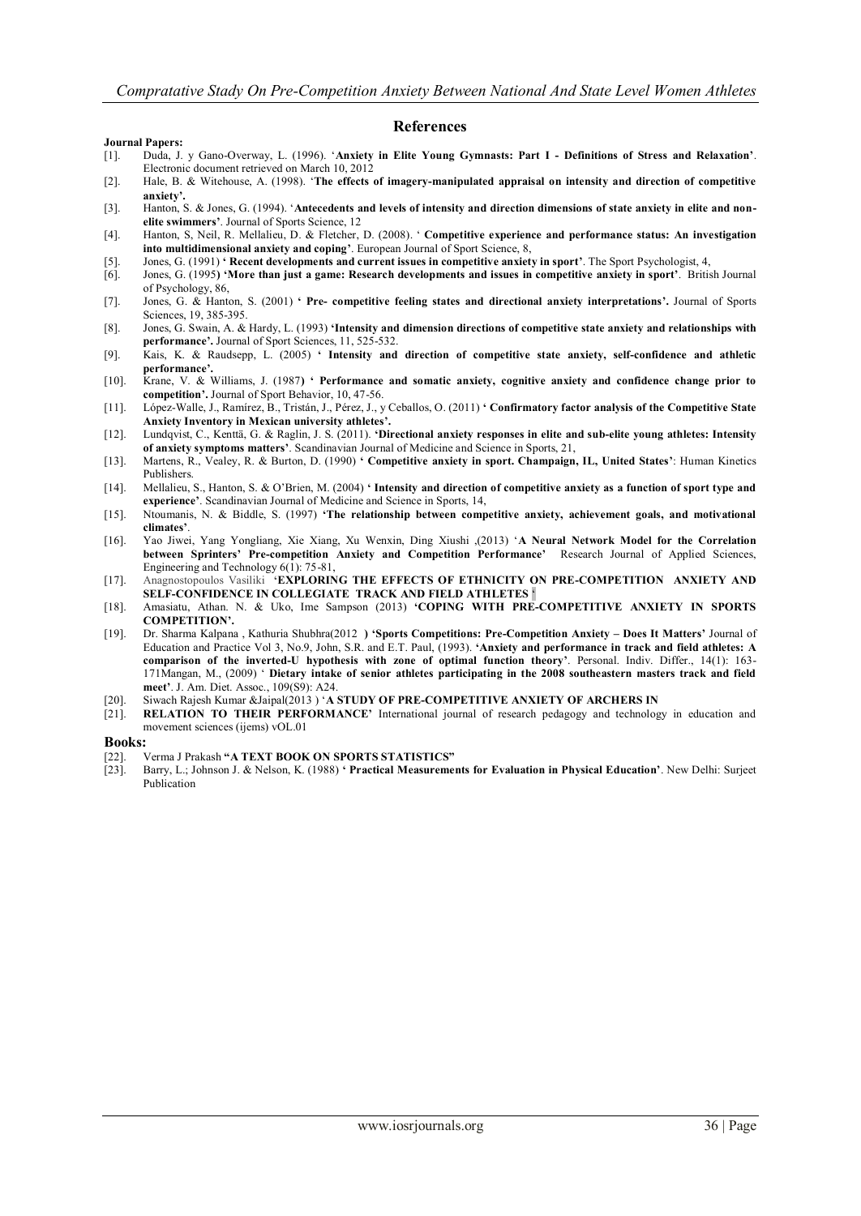## References

**Journal Papers:**

[1]. Duda, J. y Gano-Overway, L. (1996). '**Anxiety in Elite Young Gymnasts: Part I - Definitions of Stress and Relaxation**'. Electronic document retrieved on March 10, 2012

[2]. Hale, B. & Witehouse, A. (1998). '**The effects of imagery-manipulated appraisal on intensity and direction of competitive anxiety'.**

[3]. Hanton, S. & Jones, G. (1994). '**Antecedents and levels of intensity and direction dimensions of state anxiety in elite and non-elite swimmers**'. Journal of Sports Science, 12

[4]. Hanton, S, Neil, R. Mellalieu, D. & Fletcher, D. (2008). ' **Competitive experience and performance status: An investigation into multidimensional anxiety and coping**'. European Journal of Sport Science, 8,

[5]. Jones, G. (1991) **' Recent developments and current issues in competitive anxiety in sport'**. The Sport Psychologist, 4,

[6]. Jones, G. (1995**) 'More than just a game: Research developments and issues in competitive anxiety in sport'**. British Journal of Psychology, 86,

[7]. Jones, G. & Hanton, S. (2001) **' Pre- competitive feeling states and directional anxiety interpretations'.** Journal of Sports Sciences, 19, 385-395.

[8]. Jones, G. Swain, A. & Hardy, L. (1993) **'Intensity and dimension directions of competitive state anxiety and relationships with performance'.** Journal of Sport Sciences, 11, 525-532.

[9]. Kais, K. & Raudsepp, L. (2005) **' Intensity and direction of competitive state anxiety, self-confidence and athletic performance'.**

[10]. Krane, V. & Williams, J. (1987**) ' Performance and somatic anxiety, cognitive anxiety and confidence change prior to competition'.** Journal of Sport Behavior, 10, 47-56.

[11]. López-Walle, J., Ramírez, B., Tristán, J., Pérez, J., y Ceballos, O. (2011) **' Confirmatory factor analysis of the Competitive State Anxiety Inventory in Mexican university athletes'.**

[12]. Lundqvist, C., Kenttä, G. & Raglin, J. S. (2011). **'Directional anxiety responses in elite and sub-elite young athletes: Intensity of anxiety symptoms matters'**. Scandinavian Journal of Medicine and Science in Sports, 21,

[13]. Martens, R., Vealey, R. & Burton, D. (1990) **' Competitive anxiety in sport. Champaign, IL, United States'**: Human Kinetics Publishers.

[14]. Mellalieu, S., Hanton, S. & O'Brien, M. (2004) **' Intensity and direction of competitive anxiety as a function of sport type and experience'**. Scandinavian Journal of Medicine and Science in Sports, 14,

[15]. Ntoumanis, N. & Biddle, S. (1997) **'The relationship between competitive anxiety, achievement goals, and motivational climates'**.

[16]. Yao Jiwei, Yang Yongliang, Xie Xiang, Xu Wenxin, Ding Xiushi ,(2013) '**A Neural Network Model for the Correlation between Sprinters' Pre-competition Anxiety and Competition Performance'** Research Journal of Applied Sciences, Engineering and Technology 6(1): 75-81,

[17]. Anagnostopoulos Vasiliki '**EXPLORING THE EFFECTS OF ETHNICITY ON PRE-COMPETITION ANXIETY AND SELF-CONFIDENCE IN COLLEGIATE TRACK AND FIELD ATHLETES** '

[18]. Amasiatu, Athan. N. & Uko, Ime Sampson (2013) **'COPING WITH PRE-COMPETITIVE ANXIETY IN SPORTS COMPETITION'.**

[19]. Dr. Sharma Kalpana , Kathuria Shubhra(2012 **) 'Sports Competitions: Pre-Competition Anxiety – Does It Matters'** Journal of Education and Practice Vol 3, No.9, John, S.R. and E.T. Paul, (1993). **'Anxiety and performance in track and field athletes: A comparison of the inverted-U hypothesis with zone of optimal function theory'**. Personal. Indiv. Differ., 14(1): 163-171Mangan, M., (2009) ' **Dietary intake of senior athletes participating in the 2008 southeastern masters track and field meet'**. J. Am. Diet. Assoc., 109(S9): A24.

[20]. Siwach Rajesh Kumar &Jaipal(2013 ) '**A STUDY OF PRE-COMPETITIVE ANXIETY OF ARCHERS IN**

[21]. **RELATION TO THEIR PERFORMANCE'** International journal of research pedagogy and technology in education and movement sciences (ijems) vOL.01

**Books:**

[22]. Verma J Prakash **"A TEXT BOOK ON SPORTS STATISTICS"**

[23]. Barry, L.; Johnson J. & Nelson, K. (1988) **' Practical Measurements for Evaluation in Physical Education'**. New Delhi: Surjeet Publication